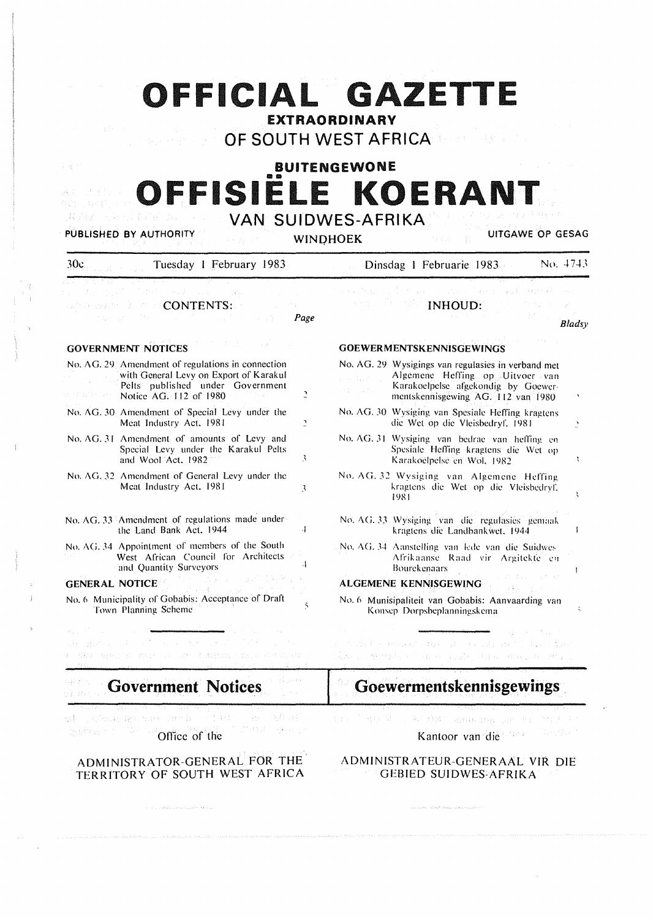# OFFICIAL GAZETTE

## EXTRAORDINARY

## OF SOUTH WEST AFRICA

## BUITENGEWONE

# OFFISIËLE KOERANT

## VAN SUIDWES-AFRIKA

PUBLISHED BY AUTHORITY — WINDHOEK — UITGAWE OP GESAG

30c — Tuesday 1 February 1983 — Dinsdag 1 Februarie 1983 — No. 4743

### CONTENTS:

| | Page |
|---|---|
| **GOVERNMENT NOTICES** | |
| No. AG. 29 Amendment of regulations in connection with General Levy on Export of Karakul Pelts published under Government Notice AG. 112 of 1980 | 2 |
| No. AG. 30 Amendment of Special Levy under the Meat Industry Act, 1981 | 2 |
| No. AG. 31 Amendment of amounts of Levy and Special Levy under the Karakul Pelts and Wool Act, 1982 | 3 |
| No. AG. 32 Amendment of General Levy under the Meat Industry Act, 1981 | 3 |
| No. AG. 33 Amendment of regulations made under the Land Bank Act, 1944 | 4 |
| No. AG. 34 Appointment of members of the South West African Council for Architects and Quantity Surveyors | 4 |
| **GENERAL NOTICE** | |
| No. 6 Municipality of Gobabis: Acceptance of Draft Town Planning Scheme | 5 |

### INHOUD:

| | Bladsy |
|---|---|
| **GOEWERMENTSKENNISGEWINGS** | |
| No. AG. 29 Wysigings van regulasies in verband met Algemene Heffing op Uitvoer van Karakoelpelse afgekondig by Goewermentskennisgewing AG. 112 van 1980 | 2 |
| No. AG. 30 Wysiging van Spesiale Heffing kragtens die Wet op die Vleisbedryf, 1981 | 2 |
| No. AG. 31 Wysiging van bedrae van heffing en Spesiale Heffing kragtens die Wet op Karakoelpelse en Wol, 1982 | 3 |
| No. AG. 32 Wysiging van Algemene Heffing kragtens die Wet op die Vleisbedryf, 1981 | 3 |
| No. AG. 33 Wysiging van die regulasies gemaak kragtens die Landbankwet, 1944 | 4 |
| No. AG. 34 Aanstelling van lede van die Suidwes Afrikaanse Raad vir Argitekte en Bourekenaars | 4 |
| **ALGEMENE KENNISGEWING** | |
| No. 6 Munisipaliteit van Gobabis: Aanvaarding van Konsep Dorpsbeplanningskema | 5 |

## Government Notices

Office of the

ADMINISTRATOR-GENERAL FOR THE TERRITORY OF SOUTH WEST AFRICA

## Goewermentskennisgewings

Kantoor van die

ADMINISTRATEUR-GENERAAL VIR DIE GEBIED SUIDWES-AFRIKA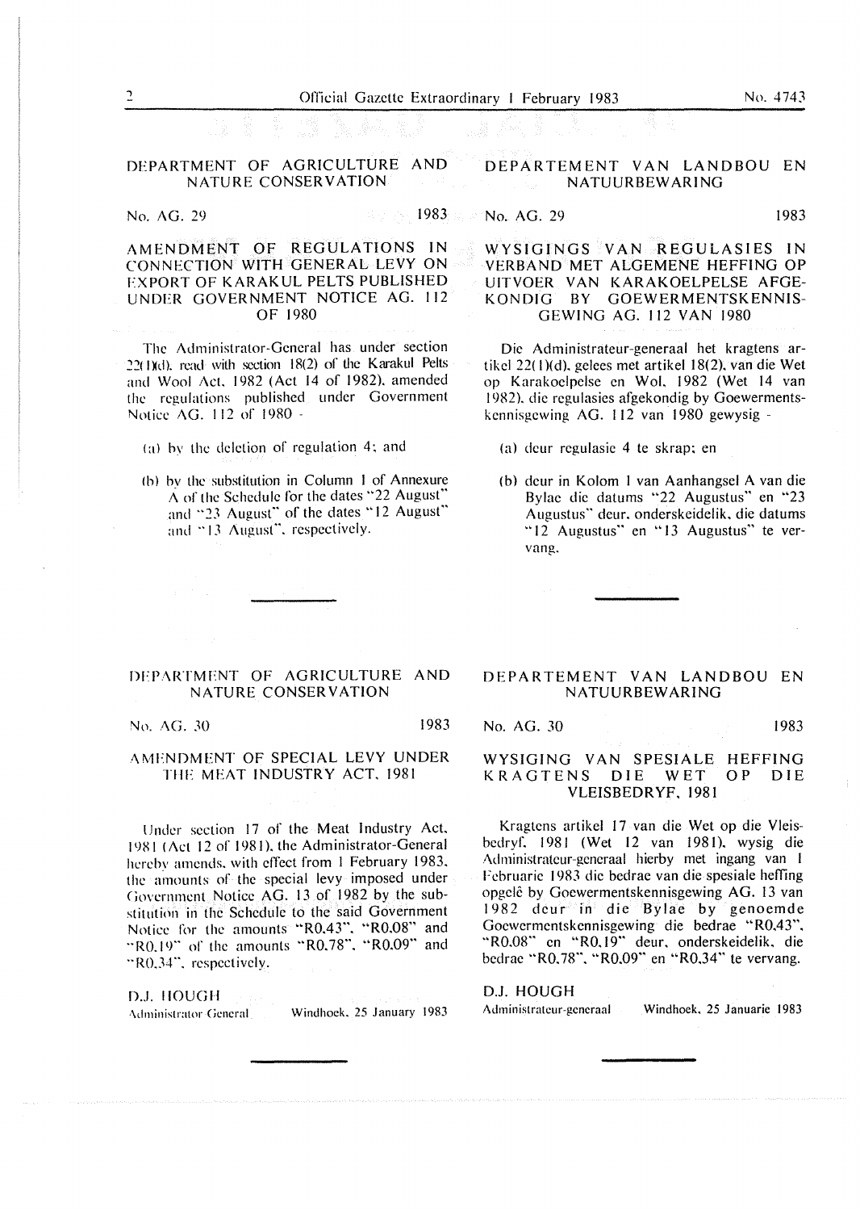## DEPARTMENT OF AGRICULTURE AND NATURE CONSERVATION

No. AG. 29 1983

### AMENDMENT OF REGULATIONS IN CONNECTION WITH GENERAL LEVY ON EXPORT OF KARAKUL PELTS PUBLISHED UNDER GOVERNMENT NOTICE AG. 112 OF 1980

The Administrator-General has under section 22(1)(d), read with section 18(2) of the Karakul Pelts and Wool Act, 1982 (Act 14 of 1982), amended the regulations published under Government Notice AG. 112 of 1980 -

(a) by the deletion of regulation 4; and

(b) by the substitution in Column 1 of Annexure A of the Schedule for the dates "22 August" and "23 August" of the dates "12 August" and "13 August", respectively.

## DEPARTEMENT VAN LANDBOU EN NATUURBEWARING

No. AG. 29 1983

### WYSIGINGS VAN REGULASIES IN VERBAND MET ALGEMENE HEFFING OP UITVOER VAN KARAKOELPELSE AFGEKONDIG BY GOEWERMENTSKENNISGEWING AG. 112 VAN 1980

Die Administrateur-generaal het kragtens artikel 22(1)(d), gelees met artikel 18(2), van die Wet op Karakoelpelse en Wol, 1982 (Wet 14 van 1982), die regulasies afgekondig by Goewermentskennisgewing AG. 112 van 1980 gewysig -

(a) deur regulasie 4 te skrap; en

(b) deur in Kolom 1 van Aanhangsel A van die Bylae die datums "22 Augustus" en "23 Augustus" deur, onderskeidelik, die datums "12 Augustus" en "13 Augustus" te vervang.

---

## DEPARTMENT OF AGRICULTURE AND NATURE CONSERVATION

No. AG. 30 1983

### AMENDMENT OF SPECIAL LEVY UNDER THE MEAT INDUSTRY ACT, 1981

Under section 17 of the Meat Industry Act, 1981 (Act 12 of 1981), the Administrator-General hereby amends, with effect from 1 February 1983, the amounts of the special levy imposed under Government Notice AG. 13 of 1982 by the substitution in the Schedule to the said Government Notice for the amounts "R0,43", "R0,08" and "R0,19" of the amounts "R0,78", "R0,09" and "R0,34", respectively.

D.J. HOUGH
Administrator General

Windhoek, 25 January 1983

## DEPARTEMENT VAN LANDBOU EN NATUURBEWARING

No. AG. 30 1983

### WYSIGING VAN SPESIALE HEFFING KRAGTENS DIE WET OP DIE VLEISBEDRYF, 1981

Kragtens artikel 17 van die Wet op die Vleisbedryf, 1981 (Wet 12 van 1981), wysig die Administrateur-generaal hierby met ingang van 1 Februarie 1983 die bedrae van die spesiale heffing opgelê by Goewermentskennisgewing AG. 13 van 1982 deur in die Bylae by genoemde Goewermentskennisgewing die bedrae "R0,43", "R0,08" en "R0,19" deur, onderskeidelik, die bedrae "R0,78", "R0,09" en "R0,34" te vervang.

D.J. HOUGH
Administrateur-generaal

Windhoek, 25 Januarie 1983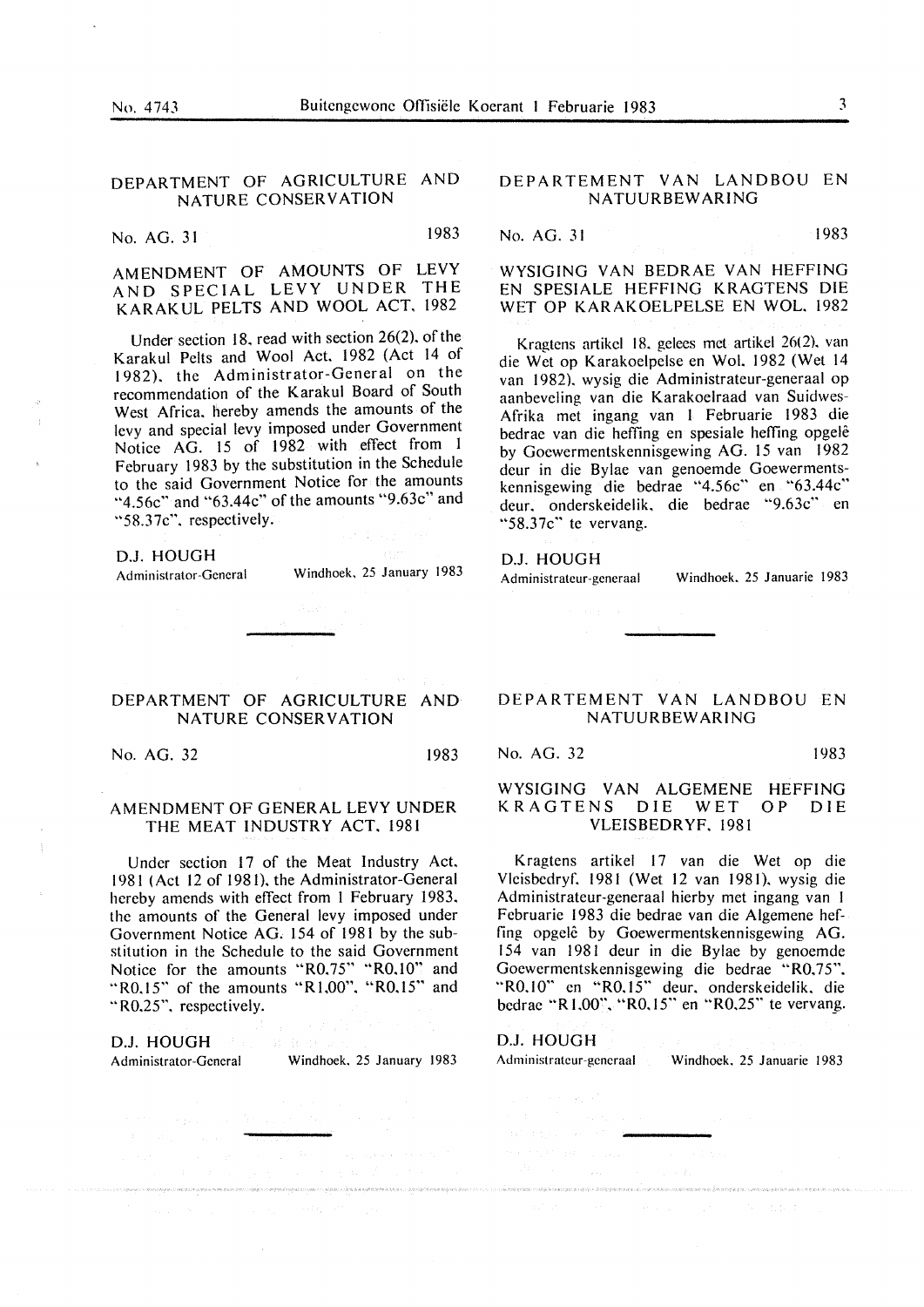## DEPARTMENT OF AGRICULTURE AND NATURE CONSERVATION

No. AG. 31 1983

### AMENDMENT OF AMOUNTS OF LEVY AND SPECIAL LEVY UNDER THE KARAKUL PELTS AND WOOL ACT, 1982

Under section 18, read with section 26(2), of the Karakul Pelts and Wool Act, 1982 (Act 14 of 1982), the Administrator-General on the recommendation of the Karakul Board of South West Africa, hereby amends the amounts of the levy and special levy imposed under Government Notice AG. 15 of 1982 with effect from 1 February 1983 by the substitution in the Schedule to the said Government Notice for the amounts "4.56c" and "63.44c" of the amounts "9.63c" and "58.37c", respectively.

D.J. HOUGH
Administrator-General — Windhoek, 25 January 1983

## DEPARTEMENT VAN LANDBOU EN NATUURBEWARING

No. AG. 31 1983

### WYSIGING VAN BEDRAE VAN HEFFING EN SPESIALE HEFFING KRAGTENS DIE WET OP KARAKOELPELSE EN WOL, 1982

Kragtens artikel 18, gelees met artikel 26(2), van die Wet op Karakoelpelse en Wol, 1982 (Wet 14 van 1982), wysig die Administrateur-generaal op aanbeveling van die Karakoelraad van Suidwes-Afrika met ingang van 1 Februarie 1983 die bedrae van die heffing en spesiale heffing opgelê by Goewermentskennisgewing AG. 15 van 1982 deur in die Bylae van genoemde Goewermentskennisgewing die bedrae "4.56c" en "63.44c" deur, onderskeidelik, die bedrae "9.63c" en "58.37c" te vervang.

D.J. HOUGH
Administrateur-generaal — Windhoek, 25 Januarie 1983

## DEPARTMENT OF AGRICULTURE AND NATURE CONSERVATION

No. AG. 32 1983

### AMENDMENT OF GENERAL LEVY UNDER THE MEAT INDUSTRY ACT, 1981

Under section 17 of the Meat Industry Act, 1981 (Act 12 of 1981), the Administrator-General hereby amends with effect from 1 February 1983, the amounts of the General levy imposed under Government Notice AG. 154 of 1981 by the substitution in the Schedule to the said Government Notice for the amounts "R0,75" "R0,10" and "R0,15" of the amounts "R1,00", "R0,15" and "R0,25", respectively.

D.J. HOUGH
Administrator-General — Windhoek, 25 January 1983

## DEPARTEMENT VAN LANDBOU EN NATUURBEWARING

No. AG. 32 1983

### WYSIGING VAN ALGEMENE HEFFING KRAGTENS DIE WET OP DIE VLEISBEDRYF, 1981

Kragtens artikel 17 van die Wet op die Vleisbedryf, 1981 (Wet 12 van 1981), wysig die Administrateur-generaal hierby met ingang van 1 Februarie 1983 die bedrae van die Algemene heffing opgelê by Goewermentskennisgewing AG. 154 van 1981 deur in die Bylae by genoemde Goewermentskennisgewing die bedrae "R0,75", "R0,10" en "R0,15" deur, onderskeidelik, die bedrae "R1,00", "R0,15" en "R0,25" te vervang.

D.J. HOUGH
Administrateur-generaal — Windhoek, 25 Januarie 1983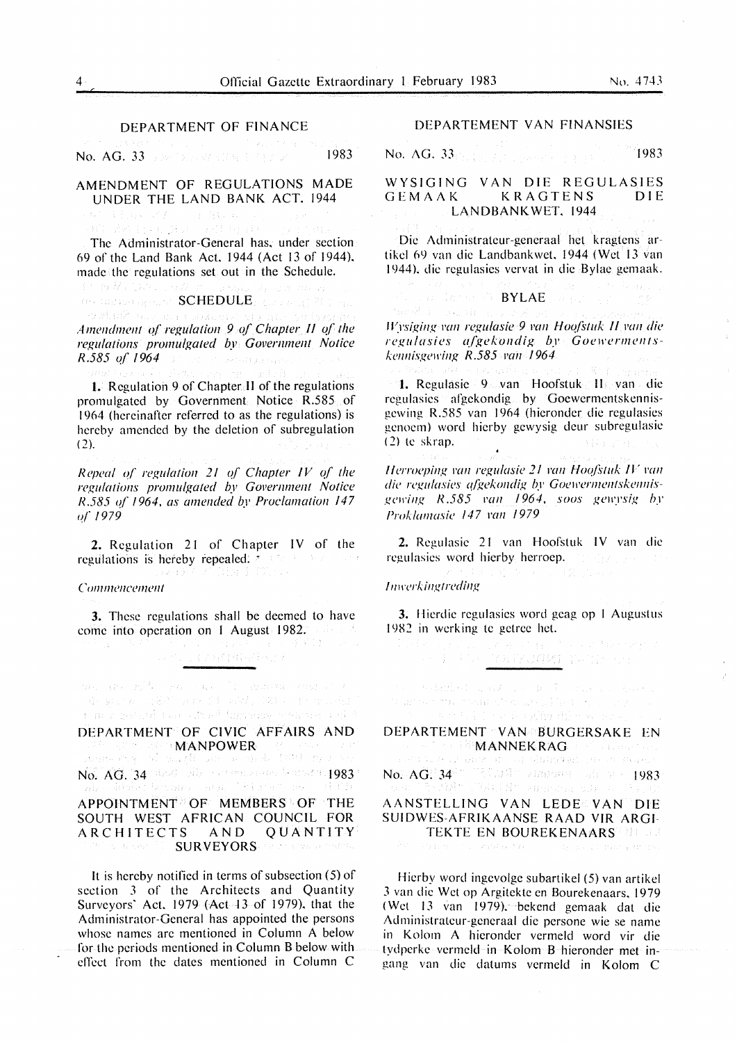## DEPARTMENT OF FINANCE

No. AG. 33 1983

### AMENDMENT OF REGULATIONS MADE UNDER THE LAND BANK ACT, 1944

The Administrator-General has, under section 69 of the Land Bank Act, 1944 (Act 13 of 1944), made the regulations set out in the Schedule.

#### SCHEDULE

*Amendment of regulation 9 of Chapter II of the regulations promulgated by Government Notice R.585 of 1964*

**1.** Regulation 9 of Chapter II of the regulations promulgated by Government Notice R.585 of 1964 (hereinafter referred to as the regulations) is hereby amended by the deletion of subregulation (2).

*Repeal of regulation 21 of Chapter IV of the regulations promulgated by Government Notice R.585 of 1964, as amended by Proclamation 147 of 1979*

**2.** Regulation 21 of Chapter IV of the regulations is hereby repealed.

*Commencement*

**3.** These regulations shall be deemed to have come into operation on 1 August 1982.

## DEPARTEMENT VAN FINANSIES

No. AG. 33 1983

### WYSIGING VAN DIE REGULASIES GEMAAK KRAGTENS DIE LANDBANKWET, 1944

Die Administrateur-generaal het kragtens artikel 69 van die Landbankwet, 1944 (Wet 13 van 1944), die regulasies vervat in die Bylae gemaak.

#### BYLAE

*Wysiging van regulasie 9 van Hoofstuk II van die regulasies afgekondig by Goewermentskennisgewing R.585 van 1964*

**1.** Regulasie 9 van Hoofstuk II van die regulasies afgekondig by Goewermentskennisgewing R.585 van 1964 (hieronder die regulasies genoem) word hierby gewysig deur subregulasie (2) te skrap.

*Herroeping van regulasie 21 van Hoofstuk IV van die regulasies afgekondig by Goewermentskennisgewing R.585 van 1964, soos gewysig by Proklamasie 147 van 1979*

**2.** Regulasie 21 van Hoofstuk IV van die regulasies word hierby herroep.

*Inwerkingtreding*

**3.** Hierdie regulasies word geag op 1 Augustus 1982 in werking te getree het.

## DEPARTMENT OF CIVIC AFFAIRS AND MANPOWER

No. AG. 34 1983

### APPOINTMENT OF MEMBERS OF THE SOUTH WEST AFRICAN COUNCIL FOR ARCHITECTS AND QUANTITY SURVEYORS

It is hereby notified in terms of subsection (5) of section 3 of the Architects and Quantity Surveyors' Act, 1979 (Act 13 of 1979), that the Administrator-General has appointed the persons whose names are mentioned in Column A below for the periods mentioned in Column B below with effect from the dates mentioned in Column C

## DEPARTEMENT VAN BURGERSAKE EN MANNEKRAG

No. AG. 34 1983

### AANSTELLING VAN LEDE VAN DIE SUIDWES-AFRIKAANSE RAAD VIR ARGITEKTE EN BOUREKENAARS

Hierby word ingevolge subartikel (5) van artikel 3 van die Wet op Argitekte en Bourekenaars, 1979 (Wet 13 van 1979), bekend gemaak dat die Administrateur-generaal die persone wie se name in Kolom A hieronder vermeld word vir die tydperke vermeld in Kolom B hieronder met ingang van die datums vermeld in Kolom C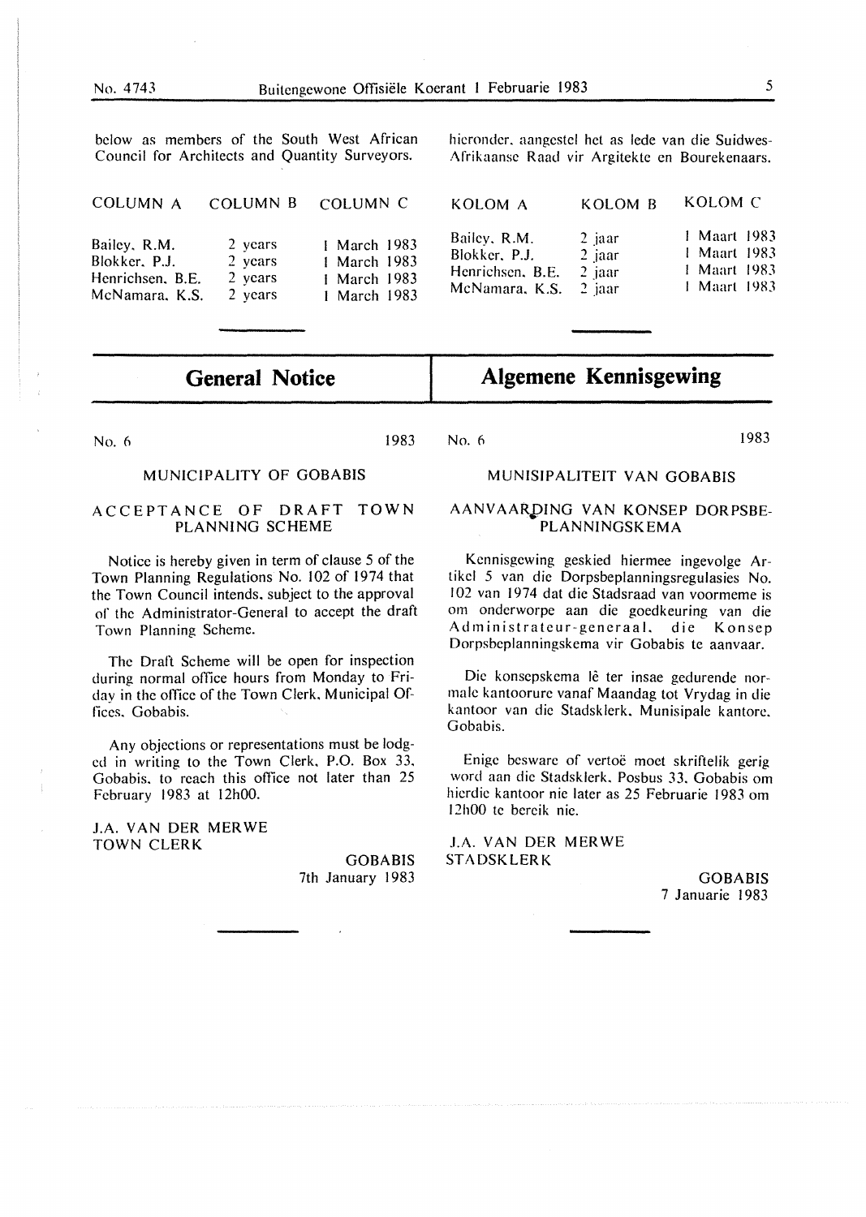below as members of the South West African Council for Architects and Quantity Surveyors.

| COLUMN A | COLUMN B | COLUMN C |
|---|---|---|
| Bailey, R.M. | 2 years | 1 March 1983 |
| Blokker, P.J. | 2 years | 1 March 1983 |
| Henrichsen, B.E. | 2 years | 1 March 1983 |
| McNamara, K.S. | 2 years | 1 March 1983 |

hieronder, aangestel het as lede van die Suidwes-Afrikaanse Raad vir Argitekte en Bourekenaars.

| KOLOM A | KOLOM B | KOLOM C |
|---|---|---|
| Bailey, R.M. | 2 jaar | 1 Maart 1983 |
| Blokker, P.J. | 2 jaar | 1 Maart 1983 |
| Henrichsen, B.E. | 2 jaar | 1 Maart 1983 |
| McNamara, K.S. | 2 jaar | 1 Maart 1983 |

## General Notice

No. 6 1983

### MUNICIPALITY OF GOBABIS

### ACCEPTANCE OF DRAFT TOWN PLANNING SCHEME

Notice is hereby given in term of clause 5 of the Town Planning Regulations No. 102 of 1974 that the Town Council intends, subject to the approval of the Administrator-General to accept the draft Town Planning Scheme.

The Draft Scheme will be open for inspection during normal office hours from Monday to Friday in the office of the Town Clerk, Municipal Offices, Gobabis.

Any objections or representations must be lodged in writing to the Town Clerk, P.O. Box 33, Gobabis, to reach this office not later than 25 February 1983 at 12h00.

J.A. VAN DER MERWE
TOWN CLERK

GOBABIS
7th January 1983

## Algemene Kennisgewing

No. 6 1983

### MUNISIPALITEIT VAN GOBABIS

### AANVAARDING VAN KONSEP DORPSBEPLANNINGSKEMA

Kennisgewing geskied hiermee ingevolge Artikel 5 van die Dorpsbeplanningsregulasies No. 102 van 1974 dat die Stadsraad van voormeme is om onderworpe aan die goedkeuring van die Administrateur-generaal, die Konsep Dorpsbeplanningskema vir Gobabis te aanvaar.

Die konsepskema lê ter insae gedurende normale kantoorure vanaf Maandag tot Vrydag in die kantoor van die Stadsklerk, Munisipale kantore, Gobabis.

Enige besware of vertoë moet skriftelik gerig word aan die Stadsklerk, Posbus 33, Gobabis om hierdie kantoor nie later as 25 Februarie 1983 om 12h00 te bereik nie.

J.A. VAN DER MERWE
STADSKLERK

GOBABIS
7 Januarie 1983